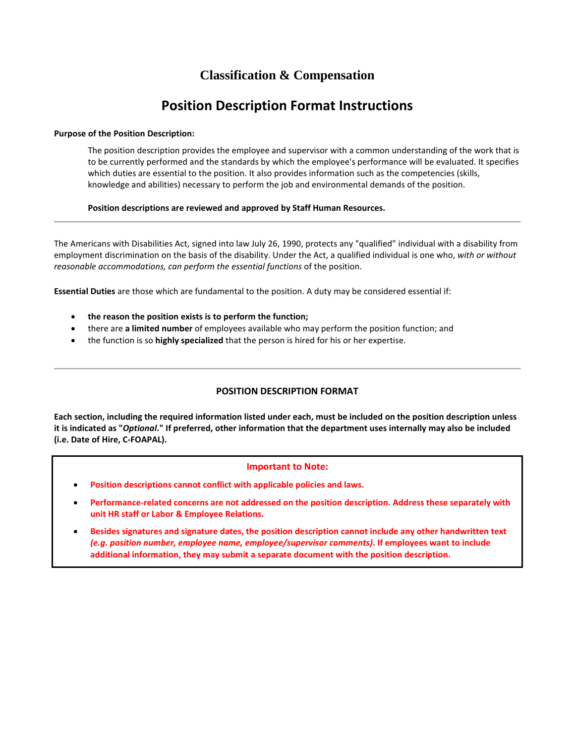# Classification & Compensation

# Position Description Format Instructions

**Purpose of the Position Description:**

The position description provides the employee and supervisor with a common understanding of the work that is to be currently performed and the standards by which the employee's performance will be evaluated. It specifies which duties are essential to the position. It also provides information such as the competencies (skills, knowledge and abilities) necessary to perform the job and environmental demands of the position.

**Position descriptions are reviewed and approved by Staff Human Resources.**

---

The Americans with Disabilities Act, signed into law July 26, 1990, protects any "qualified" individual with a disability from employment discrimination on the basis of the disability. Under the Act, a qualified individual is one who, *with or without reasonable accommodations, can perform the essential functions* of the position.

**Essential Duties** are those which are fundamental to the position. A duty may be considered essential if:

- **the reason the position exists is to perform the function;**
- there are **a limited number** of employees available who may perform the position function; and
- the function is so **highly specialized** that the person is hired for his or her expertise.

---

## POSITION DESCRIPTION FORMAT

**Each section, including the required information listed under each, must be included on the position description unless it is indicated as "*Optional*." If preferred, other information that the department uses internally may also be included (i.e. Date of Hire, C-FOAPAL).**

**Important to Note:**

- **Position descriptions cannot conflict with applicable policies and laws.**
- **Performance-related concerns are not addressed on the position description. Address these separately with unit HR staff or Labor & Employee Relations.**
- **Besides signatures and signature dates, the position description cannot include any other handwritten text *(e.g. position number, employee name, employee/supervisor comments)*. If employees want to include additional information, they may submit a separate document with the position description.**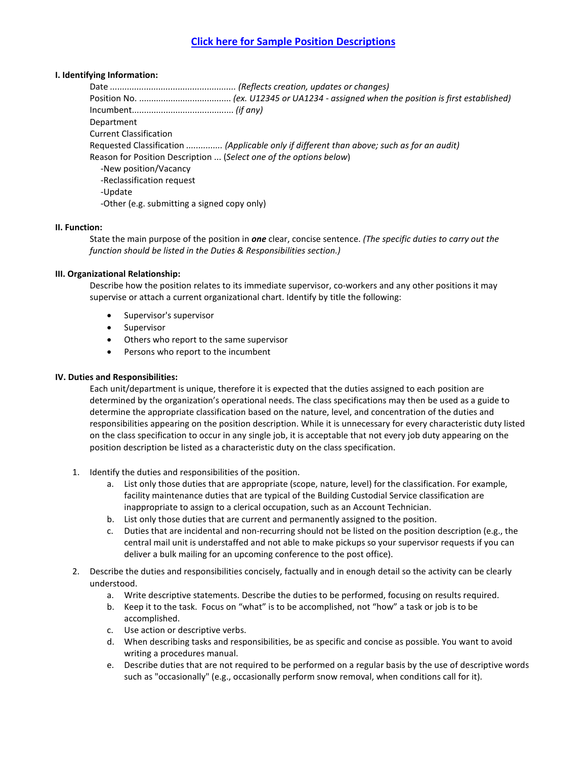[Click here for Sample Position Descriptions]

**I. Identifying Information:**

Date .................................................... *(Reflects creation, updates or changes)*
Position No. ...................................... *(ex. U12345 or UA1234 - assigned when the position is first established)*
Incumbent.......................................... *(if any)*
Department
Current Classification
Requested Classification ............... *(Applicable only if different than above; such as for an audit)*
Reason for Position Description ... (*Select one of the options below*)
-New position/Vacancy
-Reclassification request
-Update
-Other (e.g. submitting a signed copy only)

**II. Function:**

State the main purpose of the position in ***one*** clear, concise sentence. *(The specific duties to carry out the function should be listed in the Duties & Responsibilities section.)*

**III. Organizational Relationship:**

Describe how the position relates to its immediate supervisor, co-workers and any other positions it may supervise or attach a current organizational chart. Identify by title the following:

- Supervisor's supervisor
- Supervisor
- Others who report to the same supervisor
- Persons who report to the incumbent

**IV. Duties and Responsibilities:**

Each unit/department is unique, therefore it is expected that the duties assigned to each position are determined by the organization's operational needs. The class specifications may then be used as a guide to determine the appropriate classification based on the nature, level, and concentration of the duties and responsibilities appearing on the position description. While it is unnecessary for every characteristic duty listed on the class specification to occur in any single job, it is acceptable that not every job duty appearing on the position description be listed as a characteristic duty on the class specification.

1. Identify the duties and responsibilities of the position.
   a. List only those duties that are appropriate (scope, nature, level) for the classification. For example, facility maintenance duties that are typical of the Building Custodial Service classification are inappropriate to assign to a clerical occupation, such as an Account Technician.
   b. List only those duties that are current and permanently assigned to the position.
   c. Duties that are incidental and non-recurring should not be listed on the position description (e.g., the central mail unit is understaffed and not able to make pickups so your supervisor requests if you can deliver a bulk mailing for an upcoming conference to the post office).
2. Describe the duties and responsibilities concisely, factually and in enough detail so the activity can be clearly understood.
   a. Write descriptive statements. Describe the duties to be performed, focusing on results required.
   b. Keep it to the task. Focus on "what" is to be accomplished, not "how" a task or job is to be accomplished.
   c. Use action or descriptive verbs.
   d. When describing tasks and responsibilities, be as specific and concise as possible. You want to avoid writing a procedures manual.
   e. Describe duties that are not required to be performed on a regular basis by the use of descriptive words such as "occasionally" (e.g., occasionally perform snow removal, when conditions call for it).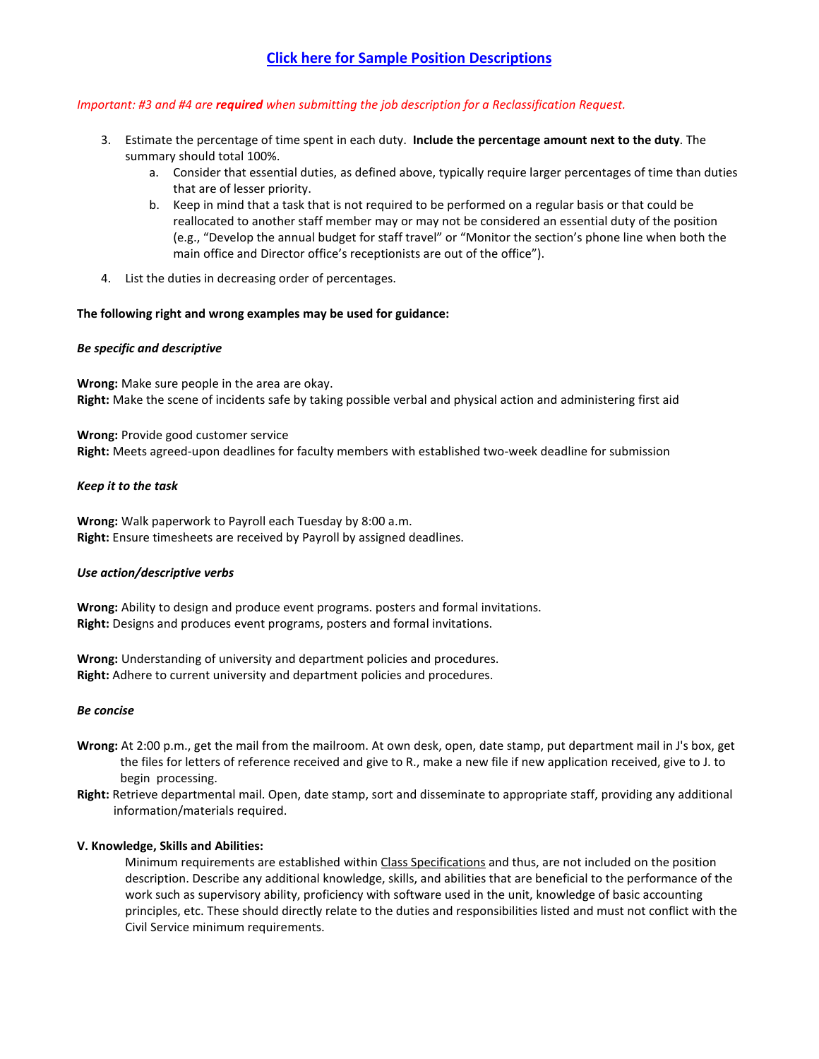**[Click here for Sample Position Descriptions](#)**

*Important: #3 and #4 are **required** when submitting the job description for a Reclassification Request.*

3. Estimate the percentage of time spent in each duty. **Include the percentage amount next to the duty**. The summary should total 100%.
    a. Consider that essential duties, as defined above, typically require larger percentages of time than duties that are of lesser priority.
    b. Keep in mind that a task that is not required to be performed on a regular basis or that could be reallocated to another staff member may or may not be considered an essential duty of the position (e.g., "Develop the annual budget for staff travel" or "Monitor the section's phone line when both the main office and Director office's receptionists are out of the office").

4. List the duties in decreasing order of percentages.

**The following right and wrong examples may be used for guidance:**

***Be specific and descriptive***

**Wrong:** Make sure people in the area are okay.
**Right:** Make the scene of incidents safe by taking possible verbal and physical action and administering first aid

**Wrong:** Provide good customer service
**Right:** Meets agreed-upon deadlines for faculty members with established two-week deadline for submission

***Keep it to the task***

**Wrong:** Walk paperwork to Payroll each Tuesday by 8:00 a.m.
**Right:** Ensure timesheets are received by Payroll by assigned deadlines.

***Use action/descriptive verbs***

**Wrong:** Ability to design and produce event programs. posters and formal invitations.
**Right:** Designs and produces event programs, posters and formal invitations.

**Wrong:** Understanding of university and department policies and procedures.
**Right:** Adhere to current university and department policies and procedures.

***Be concise***

**Wrong:** At 2:00 p.m., get the mail from the mailroom. At own desk, open, date stamp, put department mail in J's box, get the files for letters of reference received and give to R., make a new file if new application received, give to J. to begin processing.
**Right:** Retrieve departmental mail. Open, date stamp, sort and disseminate to appropriate staff, providing any additional information/materials required.

**V. Knowledge, Skills and Abilities:**

Minimum requirements are established within Class Specifications and thus, are not included on the position description. Describe any additional knowledge, skills, and abilities that are beneficial to the performance of the work such as supervisory ability, proficiency with software used in the unit, knowledge of basic accounting principles, etc. These should directly relate to the duties and responsibilities listed and must not conflict with the Civil Service minimum requirements.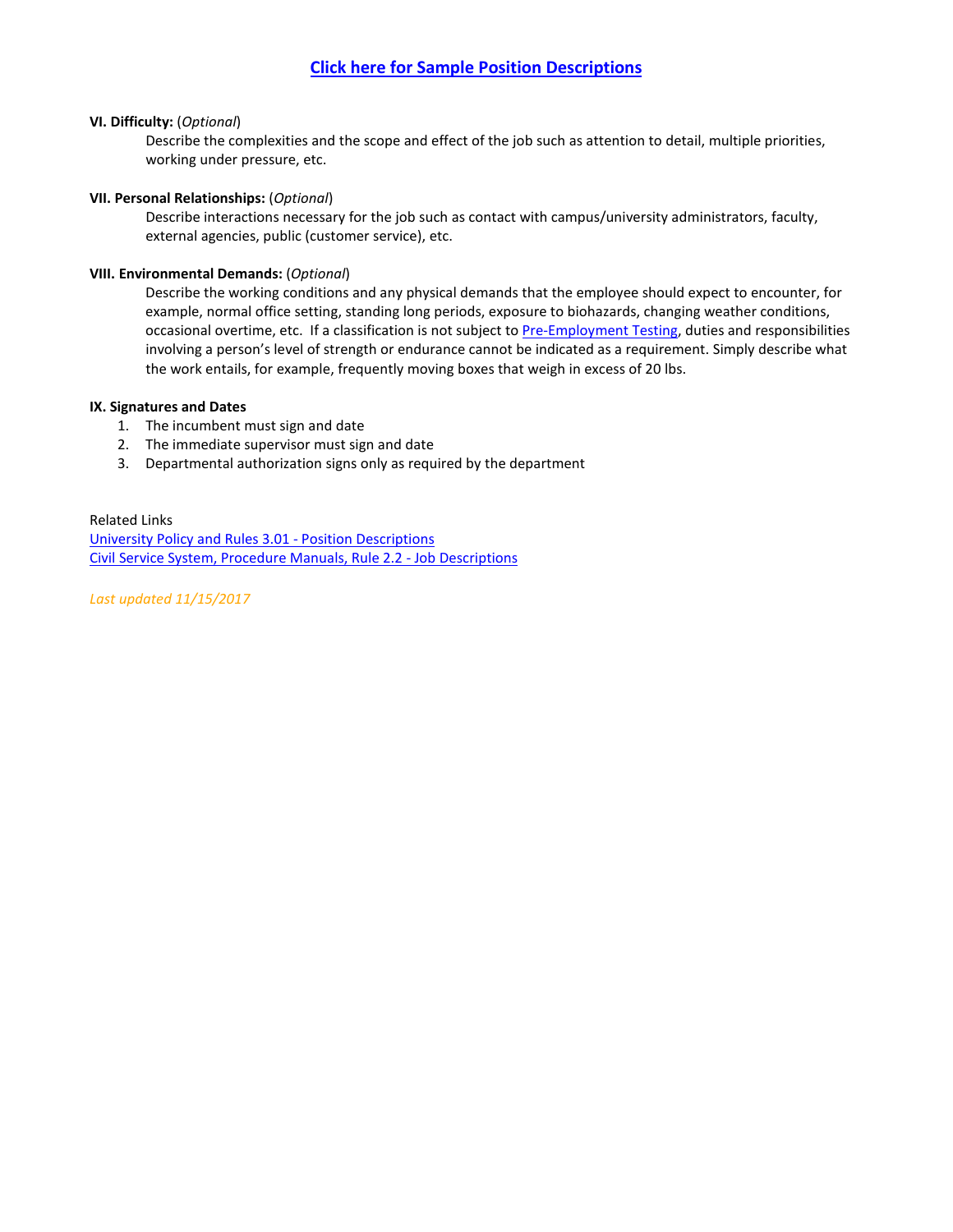**[Click here for Sample Position Descriptions]**

**VI. Difficulty:** (*Optional*)

Describe the complexities and the scope and effect of the job such as attention to detail, multiple priorities, working under pressure, etc.

**VII. Personal Relationships:** (*Optional*)

Describe interactions necessary for the job such as contact with campus/university administrators, faculty, external agencies, public (customer service), etc.

**VIII. Environmental Demands:** (*Optional*)

Describe the working conditions and any physical demands that the employee should expect to encounter, for example, normal office setting, standing long periods, exposure to biohazards, changing weather conditions, occasional overtime, etc. If a classification is not subject to Pre-Employment Testing, duties and responsibilities involving a person's level of strength or endurance cannot be indicated as a requirement. Simply describe what the work entails, for example, frequently moving boxes that weigh in excess of 20 lbs.

**IX. Signatures and Dates**

1. The incumbent must sign and date
2. The immediate supervisor must sign and date
3. Departmental authorization signs only as required by the department

Related Links

University Policy and Rules 3.01 - Position Descriptions

Civil Service System, Procedure Manuals, Rule 2.2 - Job Descriptions

*Last updated 11/15/2017*